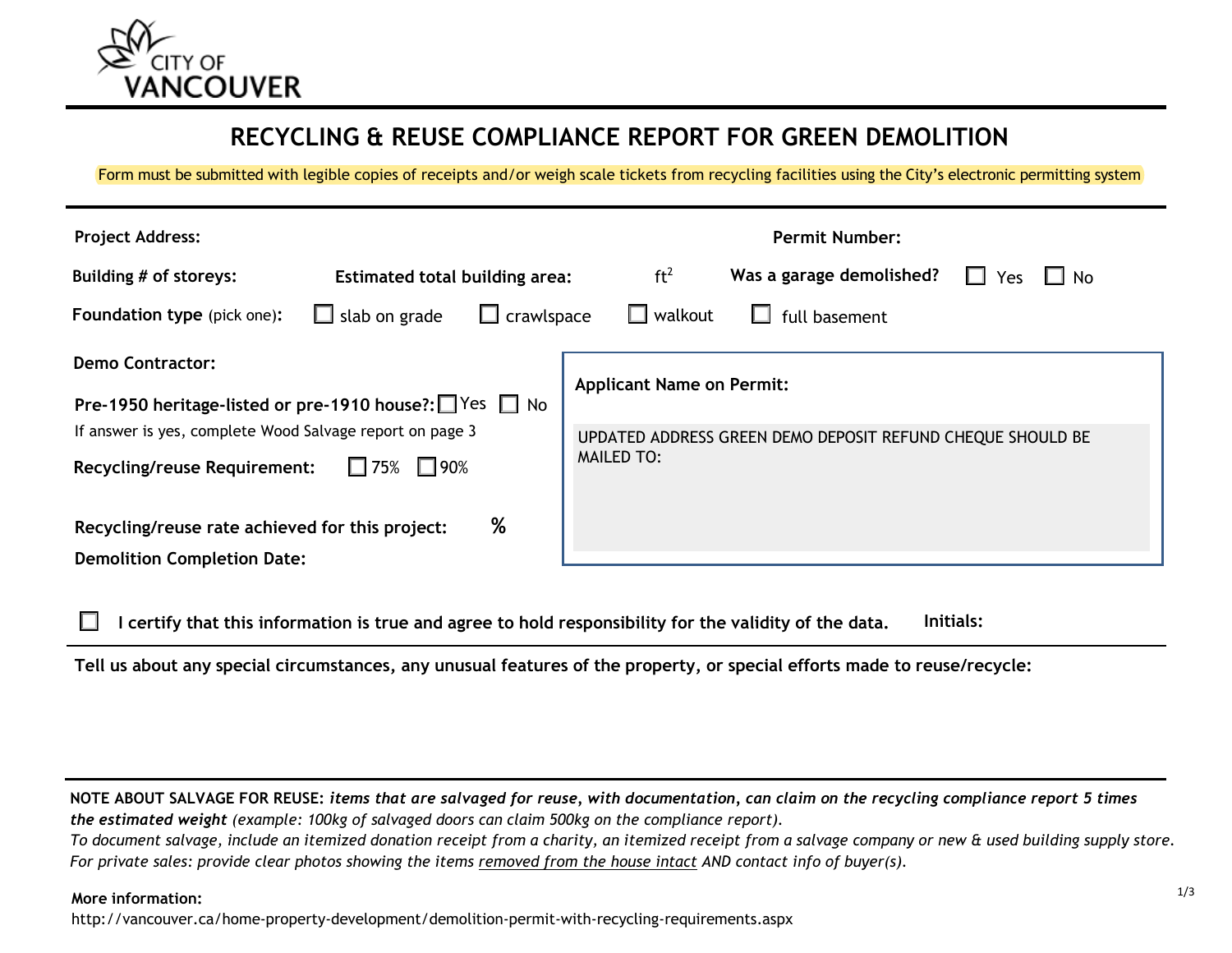CITY OF VANCOUVER

# RECYCLING & REUSE COMPLIANCE REPORT FOR GREEN DEMOLITION

Form must be submitted with legible copies of receipts and/or weigh scale tickets from recycling facilities using the City's electronic permitting system

**Project Address:** **Permit Number:**

**Building # of storeys:** **Estimated total building area:** $ft^2$ **Was a garage demolished?** ☐ Yes ☐ No

**Foundation type** (pick one)**:** ☐ slab on grade ☐ crawlspace ☐ walkout ☐ full basement

**Demo Contractor:**

**Pre-1950 heritage-listed or pre-1910 house?:** ☐ Yes ☐ No

If answer is yes, complete Wood Salvage report on page 3

**Recycling/reuse Requirement:** ☐ 75% ☐ 90%

**Recycling/reuse rate achieved for this project:** %

**Demolition Completion Date:**

**Applicant Name on Permit:**

UPDATED ADDRESS GREEN DEMO DEPOSIT REFUND CHEQUE SHOULD BE MAILED TO:

☐ **I certify that this information is true and agree to hold responsibility for the validity of the data.** **Initials:**

**Tell us about any special circumstances, any unusual features of the property, or special efforts made to reuse/recycle:**

**NOTE ABOUT SALVAGE FOR REUSE:** ***items that are salvaged for reuse, with documentation, can claim on the recycling compliance report 5 times the estimated weight*** *(example: 100kg of salvaged doors can claim 500kg on the compliance report).*
*To document salvage, include an itemized donation receipt from a charity, an itemized receipt from a salvage company or new & used building supply store.*
*For private sales: provide clear photos showing the items removed from the house intact AND contact info of buyer(s).*

**More information:**
http://vancouver.ca/home-property-development/demolition-permit-with-recycling-requirements.aspx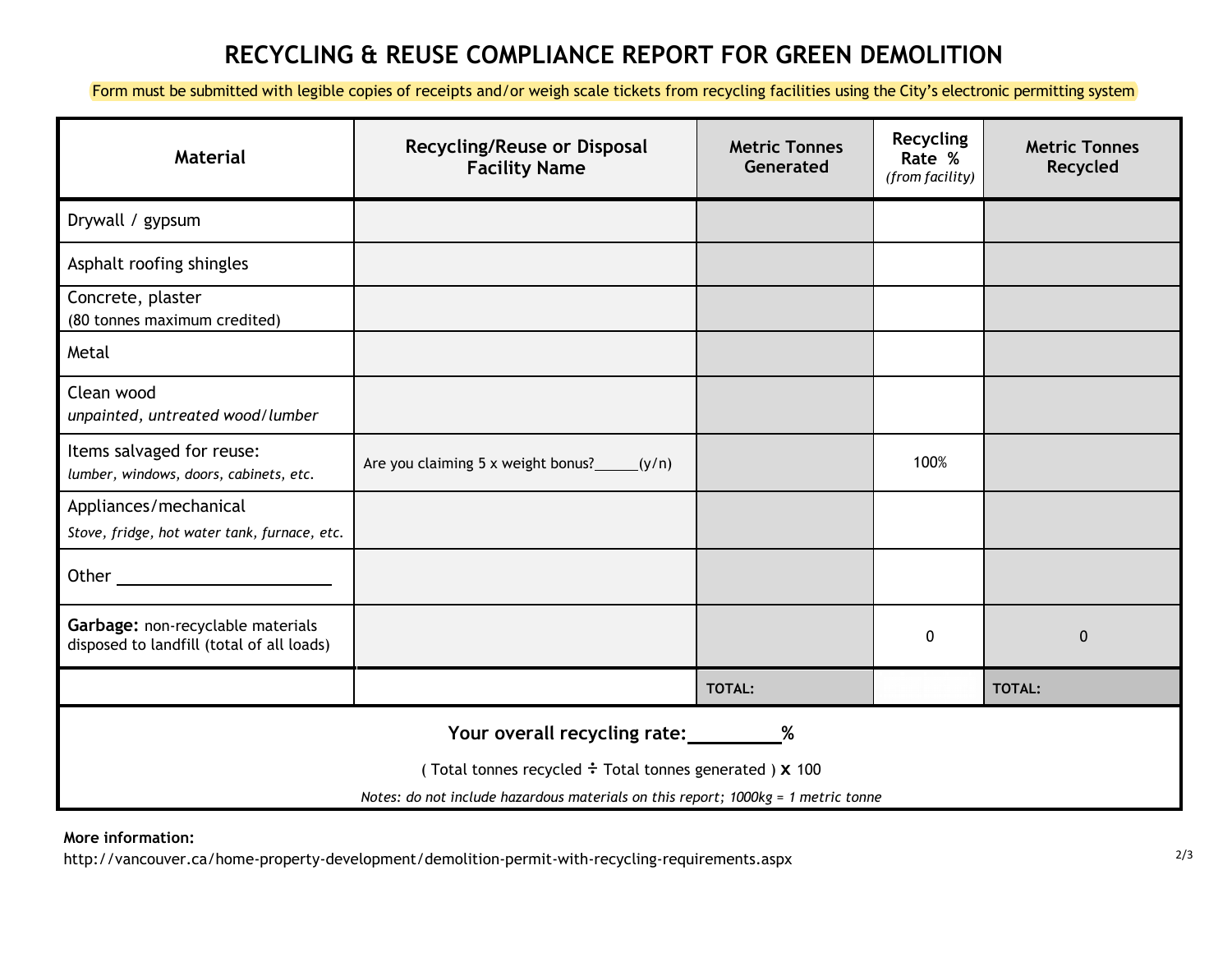# RECYCLING & REUSE COMPLIANCE REPORT FOR GREEN DEMOLITION

Form must be submitted with legible copies of receipts and/or weigh scale tickets from recycling facilities using the City's electronic permitting system

| Material | Recycling/Reuse or Disposal Facility Name | Metric Tonnes Generated | Recycling Rate % *(from facility)* | Metric Tonnes Recycled |
|---|---|---|---|---|
| Drywall / gypsum | | | | |
| Asphalt roofing shingles | | | | |
| Concrete, plaster (80 tonnes maximum credited) | | | | |
| Metal | | | | |
| Clean wood *unpainted, untreated wood/lumber* | | | | |
| Items salvaged for reuse: *lumber, windows, doors, cabinets, etc.* | Are you claiming 5 x weight bonus?\_\_\_\_\_(y/n) | | 100% | |
| Appliances/mechanical *Stove, fridge, hot water tank, furnace, etc.* | | | | |
| Other \_\_\_\_\_\_\_\_\_\_\_\_\_\_\_\_\_\_\_\_ | | | | |
| **Garbage:** non-recyclable materials disposed to landfill (total of all loads) | | | 0 | 0 |
| | | **TOTAL:** | | **TOTAL:** |

**Your overall recycling rate:\_\_\_\_\_\_\_\_\_%**

( Total tonnes recycled ÷ Total tonnes generated ) **x** 100

*Notes: do not include hazardous materials on this report; 1000kg = 1 metric tonne*

**More information:**
http://vancouver.ca/home-property-development/demolition-permit-with-recycling-requirements.aspx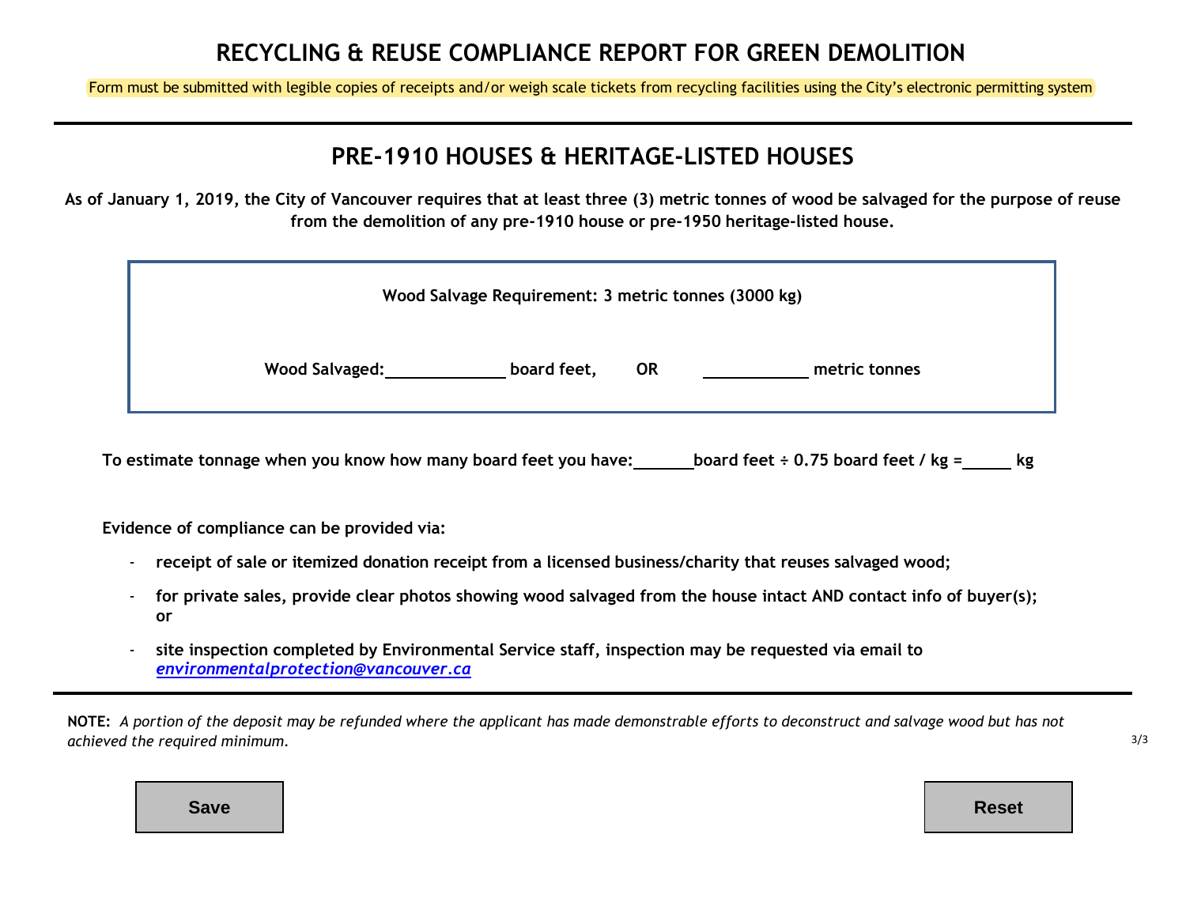# RECYCLING & REUSE COMPLIANCE REPORT FOR GREEN DEMOLITION

Form must be submitted with legible copies of receipts and/or weigh scale tickets from recycling facilities using the City's electronic permitting system

---

## PRE-1910 HOUSES & HERITAGE-LISTED HOUSES

**As of January 1, 2019, the City of Vancouver requires that at least three (3) metric tonnes of wood be salvaged for the purpose of reuse from the demolition of any pre-1910 house or pre-1950 heritage-listed house.**

**Wood Salvage Requirement: 3 metric tonnes (3000 kg)**

**Wood Salvaged:______________ board feet, OR ____________ metric tonnes**

**To estimate tonnage when you know how many board feet you have:_______board feet ÷ 0.75 board feet / kg =______ kg**

**Evidence of compliance can be provided via:**

- **receipt of sale or itemized donation receipt from a licensed business/charity that reuses salvaged wood;**
- **for private sales, provide clear photos showing wood salvaged from the house intact AND contact info of buyer(s); or**
- **site inspection completed by Environmental Service staff, inspection may be requested via email to** ***environmentalprotection@vancouver.ca***

---

**NOTE:** *A portion of the deposit may be refunded where the applicant has made demonstrable efforts to deconstruct and salvage wood but has not achieved the required minimum.*

Save

Reset